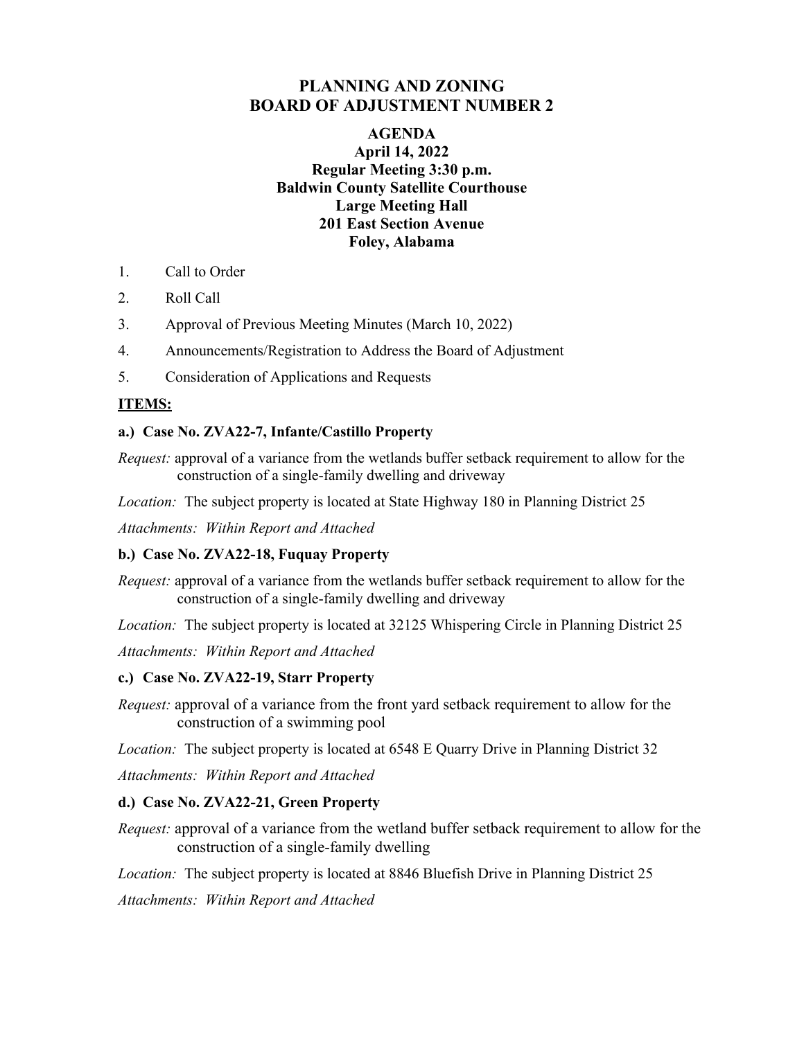# PLANNING AND ZONING
# BOARD OF ADJUSTMENT NUMBER 2

**AGENDA**
**April 14, 2022**
**Regular Meeting 3:30 p.m.**
**Baldwin County Satellite Courthouse**
**Large Meeting Hall**
**201 East Section Avenue**
**Foley, Alabama**

1. Call to Order
2. Roll Call
3. Approval of Previous Meeting Minutes (March 10, 2022)
4. Announcements/Registration to Address the Board of Adjustment
5. Consideration of Applications and Requests

**ITEMS:**

**a.) Case No. ZVA22-7, Infante/Castillo Property**

*Request:* approval of a variance from the wetlands buffer setback requirement to allow for the construction of a single-family dwelling and driveway

*Location:* The subject property is located at State Highway 180 in Planning District 25

*Attachments: Within Report and Attached*

**b.) Case No. ZVA22-18, Fuquay Property**

*Request:* approval of a variance from the wetlands buffer setback requirement to allow for the construction of a single-family dwelling and driveway

*Location:* The subject property is located at 32125 Whispering Circle in Planning District 25

*Attachments: Within Report and Attached*

**c.) Case No. ZVA22-19, Starr Property**

*Request:* approval of a variance from the front yard setback requirement to allow for the construction of a swimming pool

*Location:* The subject property is located at 6548 E Quarry Drive in Planning District 32

*Attachments: Within Report and Attached*

**d.) Case No. ZVA22-21, Green Property**

*Request:* approval of a variance from the wetland buffer setback requirement to allow for the construction of a single-family dwelling

*Location:* The subject property is located at 8846 Bluefish Drive in Planning District 25

*Attachments: Within Report and Attached*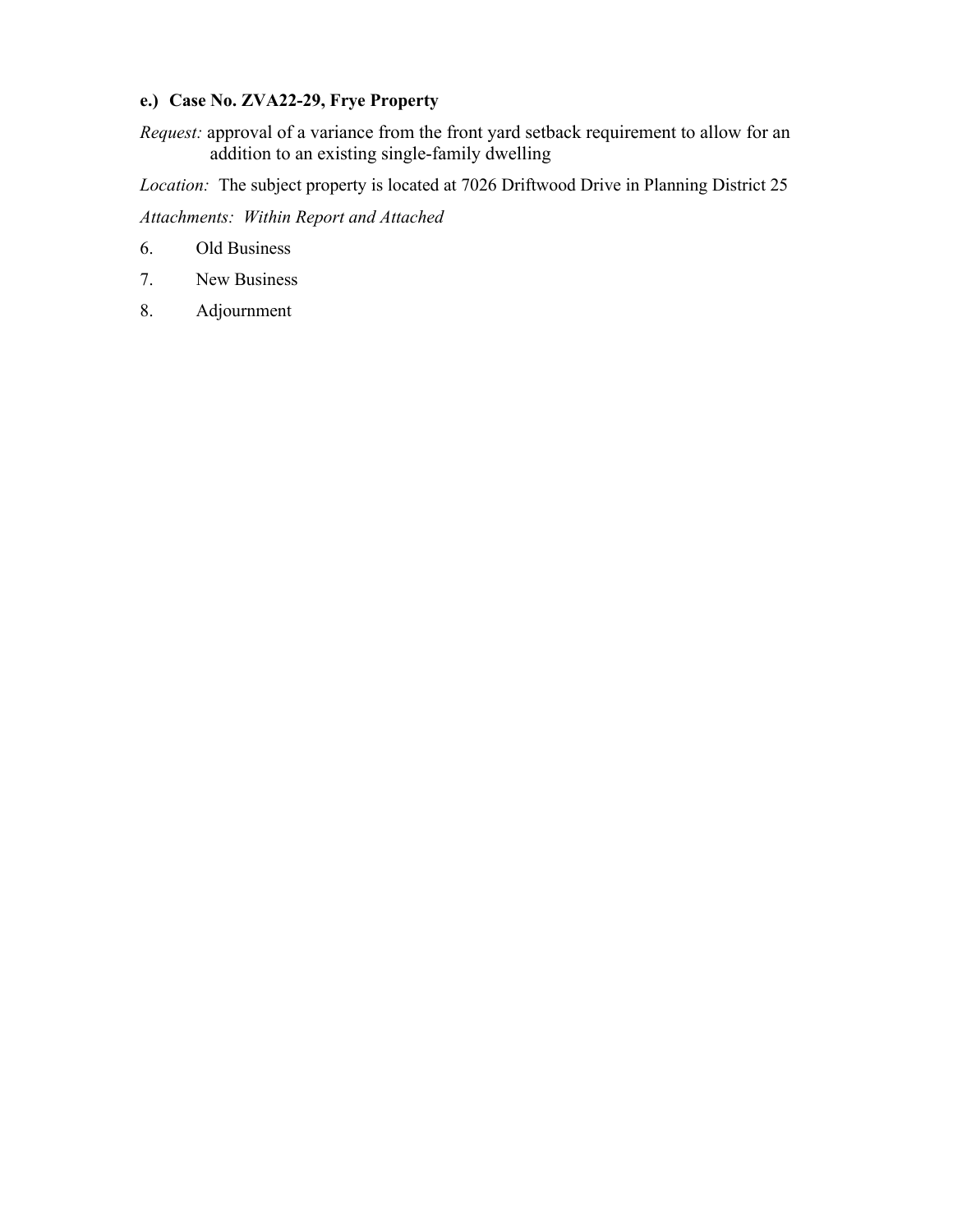**e.) Case No. ZVA22-29, Frye Property**

*Request:* approval of a variance from the front yard setback requirement to allow for an addition to an existing single-family dwelling

*Location:* The subject property is located at 7026 Driftwood Drive in Planning District 25

*Attachments: Within Report and Attached*

6. Old Business
7. New Business
8. Adjournment